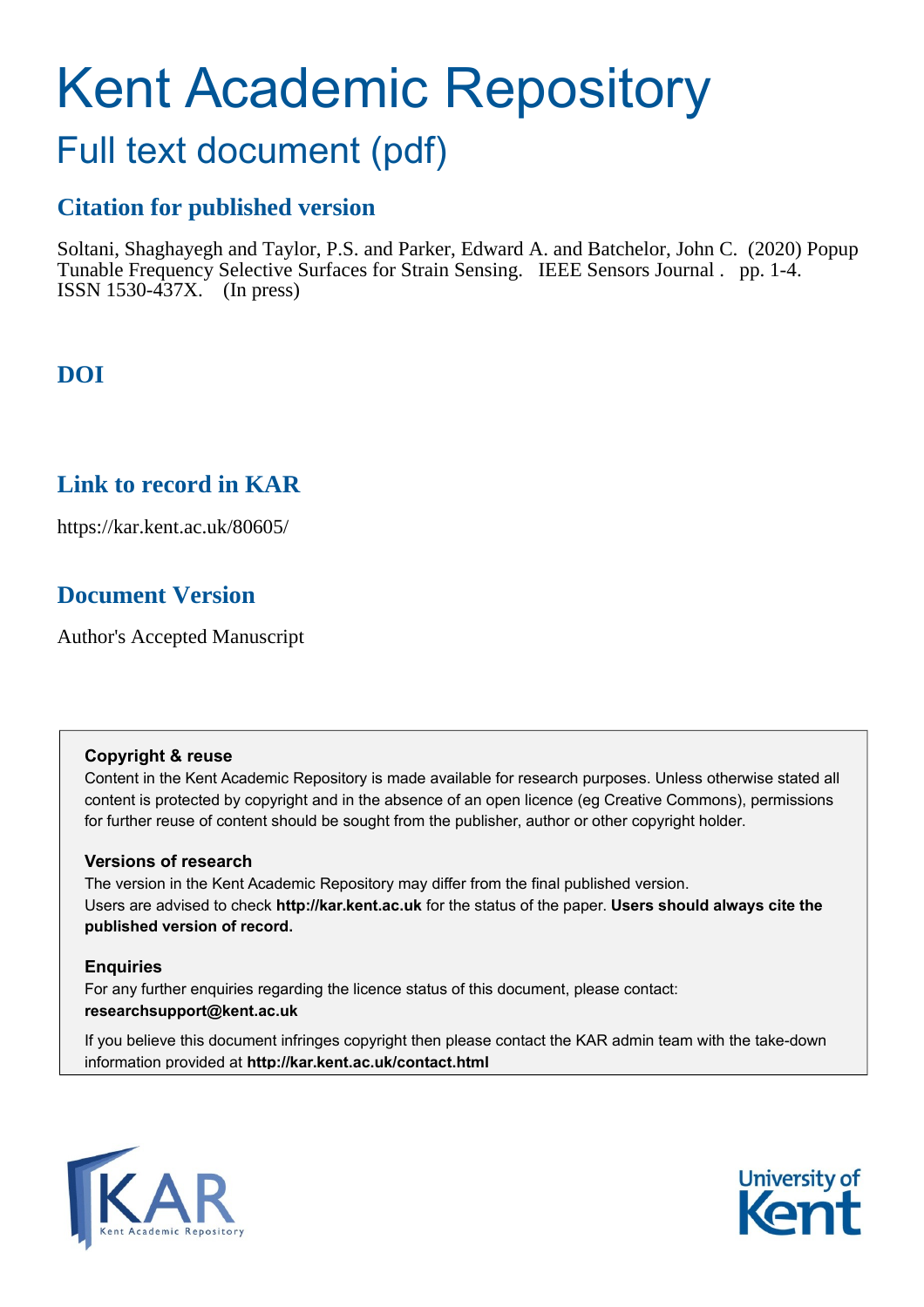# Kent Academic Repository

## Full text document (pdf)

### Citation for published version

Soltani, Shaghayegh and Taylor, P.S. and Parker, Edward A. and Batchelor, John C. (2020) Popup Tunable Frequency Selective Surfaces for Strain Sensing. IEEE Sensors Journal . pp. 1-4. ISSN 1530-437X. (In press)

### DOI

### Link to record in KAR

https://kar.kent.ac.uk/80605/

### Document Version

Author's Accepted Manuscript

**Copyright & reuse**

Content in the Kent Academic Repository is made available for research purposes. Unless otherwise stated all content is protected by copyright and in the absence of an open licence (eg Creative Commons), permissions for further reuse of content should be sought from the publisher, author or other copyright holder.

**Versions of research**

The version in the Kent Academic Repository may differ from the final published version. Users are advised to check **http://kar.kent.ac.uk** for the status of the paper. **Users should always cite the published version of record.**

**Enquiries**

For any further enquiries regarding the licence status of this document, please contact: **researchsupport@kent.ac.uk**

If you believe this document infringes copyright then please contact the KAR admin team with the take-down information provided at **http://kar.kent.ac.uk/contact.html**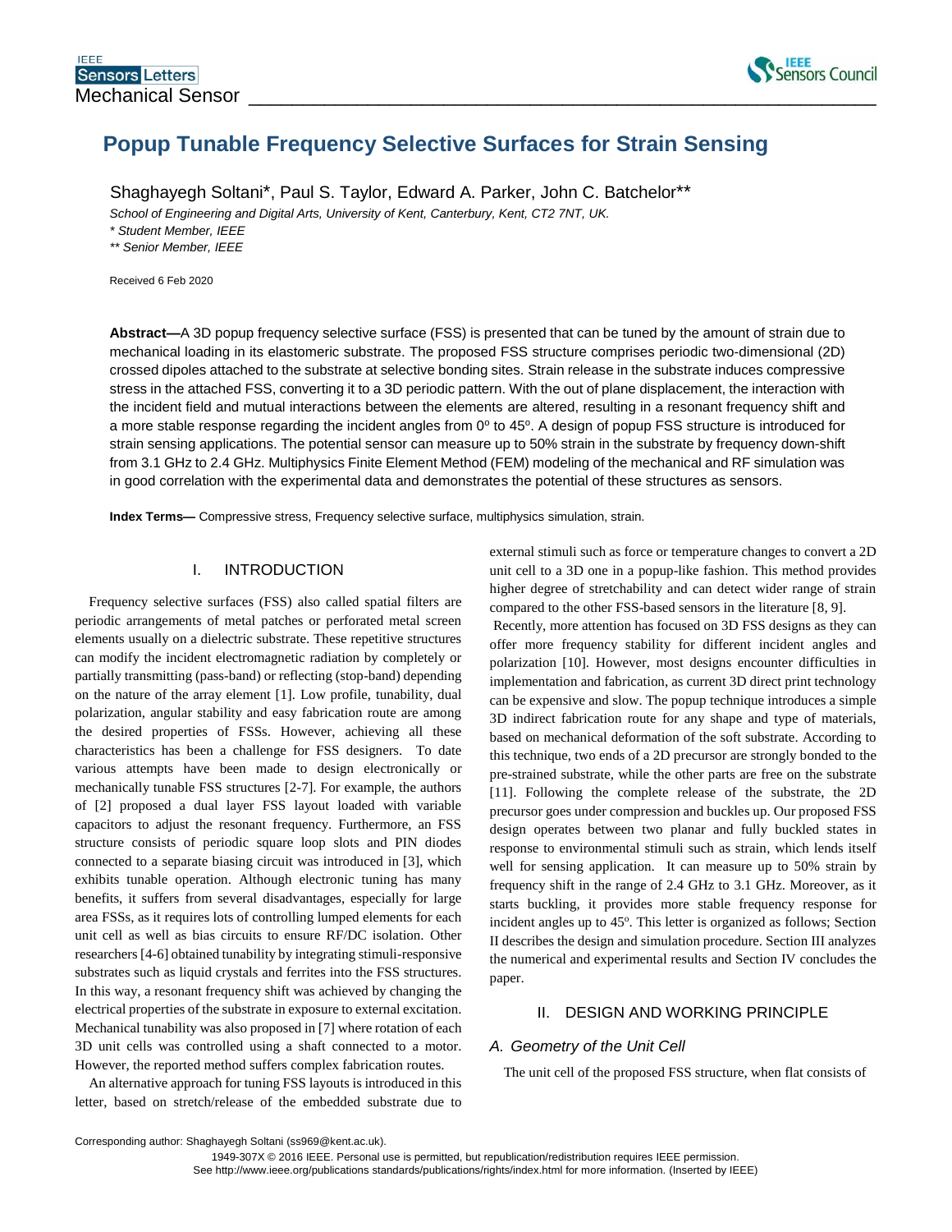# Popup Tunable Frequency Selective Surfaces for Strain Sensing

Shaghayegh Soltani*, Paul S. Taylor, Edward A. Parker, John C. Batchelor**

*School of Engineering and Digital Arts, University of Kent, Canterbury, Kent, CT2 7NT, UK.*

*\* Student Member, IEEE*

*\*\* Senior Member, IEEE*

Received 6 Feb 2020

**Abstract—**A 3D popup frequency selective surface (FSS) is presented that can be tuned by the amount of strain due to mechanical loading in its elastomeric substrate. The proposed FSS structure comprises periodic two-dimensional (2D) crossed dipoles attached to the substrate at selective bonding sites. Strain release in the substrate induces compressive stress in the attached FSS, converting it to a 3D periodic pattern. With the out of plane displacement, the interaction with the incident field and mutual interactions between the elements are altered, resulting in a resonant frequency shift and a more stable response regarding the incident angles from 0° to 45°. A design of popup FSS structure is introduced for strain sensing applications. The potential sensor can measure up to 50% strain in the substrate by frequency down-shift from 3.1 GHz to 2.4 GHz. Multiphysics Finite Element Method (FEM) modeling of the mechanical and RF simulation was in good correlation with the experimental data and demonstrates the potential of these structures as sensors.

**Index Terms—** Compressive stress, Frequency selective surface, multiphysics simulation, strain.

## I. INTRODUCTION

Frequency selective surfaces (FSS) also called spatial filters are periodic arrangements of metal patches or perforated metal screen elements usually on a dielectric substrate. These repetitive structures can modify the incident electromagnetic radiation by completely or partially transmitting (pass-band) or reflecting (stop-band) depending on the nature of the array element [1]. Low profile, tunability, dual polarization, angular stability and easy fabrication route are among the desired properties of FSSs. However, achieving all these characteristics has been a challenge for FSS designers. To date various attempts have been made to design electronically or mechanically tunable FSS structures [2-7]. For example, the authors of [2] proposed a dual layer FSS layout loaded with variable capacitors to adjust the resonant frequency. Furthermore, an FSS structure consists of periodic square loop slots and PIN diodes connected to a separate biasing circuit was introduced in [3], which exhibits tunable operation. Although electronic tuning has many benefits, it suffers from several disadvantages, especially for large area FSSs, as it requires lots of controlling lumped elements for each unit cell as well as bias circuits to ensure RF/DC isolation. Other researchers [4-6] obtained tunability by integrating stimuli-responsive substrates such as liquid crystals and ferrites into the FSS structures. In this way, a resonant frequency shift was achieved by changing the electrical properties of the substrate in exposure to external excitation. Mechanical tunability was also proposed in [7] where rotation of each 3D unit cells was controlled using a shaft connected to a motor. However, the reported method suffers complex fabrication routes.

An alternative approach for tuning FSS layouts is introduced in this letter, based on stretch/release of the embedded substrate due to external stimuli such as force or temperature changes to convert a 2D unit cell to a 3D one in a popup-like fashion. This method provides higher degree of stretchability and can detect wider range of strain compared to the other FSS-based sensors in the literature [8, 9].

Recently, more attention has focused on 3D FSS designs as they can offer more frequency stability for different incident angles and polarization [10]. However, most designs encounter difficulties in implementation and fabrication, as current 3D direct print technology can be expensive and slow. The popup technique introduces a simple 3D indirect fabrication route for any shape and type of materials, based on mechanical deformation of the soft substrate. According to this technique, two ends of a 2D precursor are strongly bonded to the pre-strained substrate, while the other parts are free on the substrate [11]. Following the complete release of the substrate, the 2D precursor goes under compression and buckles up. Our proposed FSS design operates between two planar and fully buckled states in response to environmental stimuli such as strain, which lends itself well for sensing application. It can measure up to 50% strain by frequency shift in the range of 2.4 GHz to 3.1 GHz. Moreover, as it starts buckling, it provides more stable frequency response for incident angles up to 45°. This letter is organized as follows; Section II describes the design and simulation procedure. Section III analyzes the numerical and experimental results and Section IV concludes the paper.

## II. DESIGN AND WORKING PRINCIPLE

### *A. Geometry of the Unit Cell*

The unit cell of the proposed FSS structure, when flat consists of

Corresponding author: Shaghayegh Soltani (ss969@kent.ac.uk).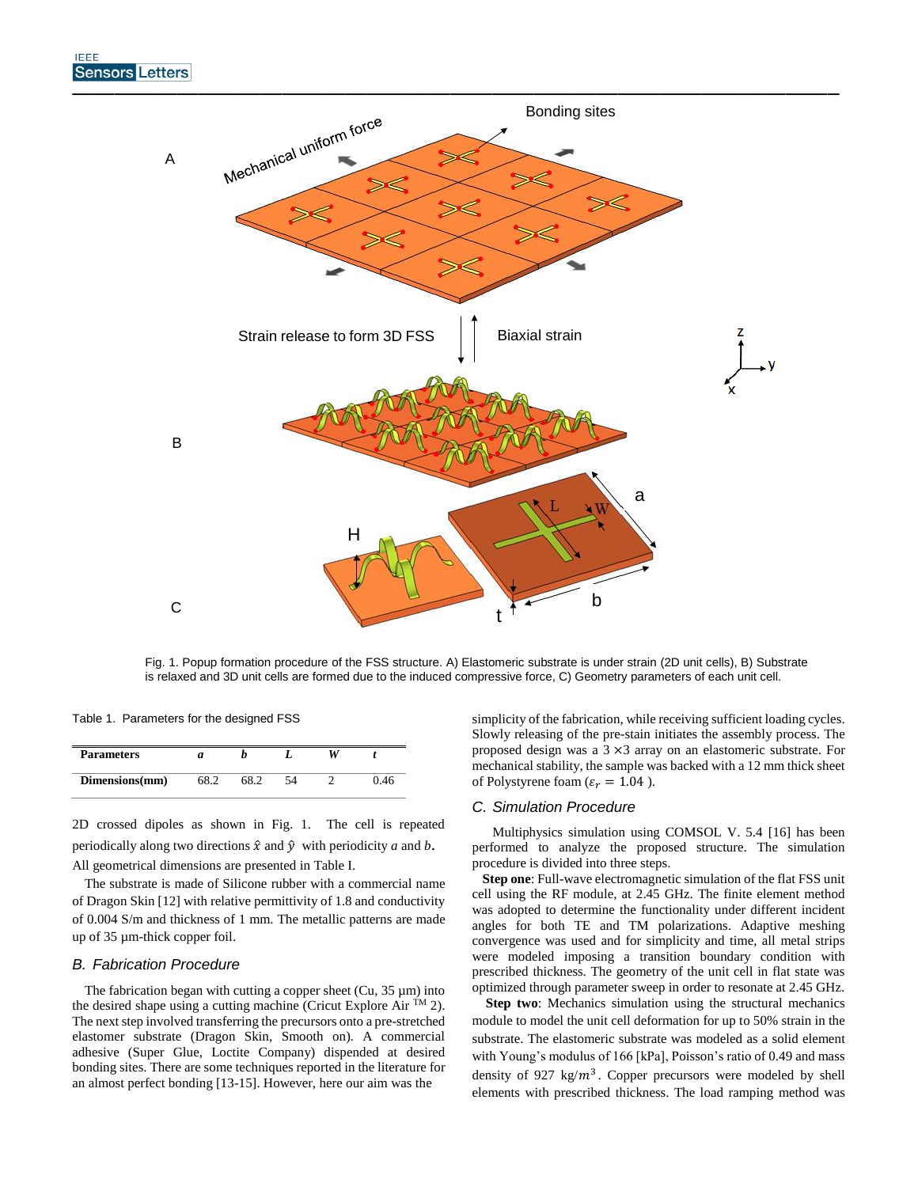Fig. 1. Popup formation procedure of the FSS structure. A) Elastomeric substrate is under strain (2D unit cells), B) Substrate is relaxed and 3D unit cells are formed due to the induced compressive force, C) Geometry parameters of each unit cell.

Table 1. Parameters for the designed FSS

| Parameters | *a* | *b* | *L* | *W* | *t* |
|---|---|---|---|---|---|
| Dimensions(mm) | 68.2 | 68.2 | 54 | 2 | 0.46 |

2D crossed dipoles as shown in Fig. 1. The cell is repeated periodically along two directions $\hat{x}$ and $\hat{y}$ with periodicity $a$ and $b$. All geometrical dimensions are presented in Table I.

The substrate is made of Silicone rubber with a commercial name of Dragon Skin [12] with relative permittivity of 1.8 and conductivity of 0.004 S/m and thickness of 1 mm. The metallic patterns are made up of 35 µm-thick copper foil.

### B. Fabrication Procedure

The fabrication began with cutting a copper sheet (Cu, 35 µm) into the desired shape using a cutting machine (Cricut Explore Air [TM] 2). The next step involved transferring the precursors onto a pre-stretched elastomer substrate (Dragon Skin, Smooth on). A commercial adhesive (Super Glue, Loctite Company) dispended at desired bonding sites. There are some techniques reported in the literature for an almost perfect bonding [13-15]. However, here our aim was the simplicity of the fabrication, while receiving sufficient loading cycles. Slowly releasing of the pre-strain initiates the assembly process. The proposed design was a 3 ×3 array on an elastomeric substrate. For mechanical stability, the sample was backed with a 12 mm thick sheet of Polystyrene foam ($\varepsilon_r = 1.04$ ).

### C. Simulation Procedure

Multiphysics simulation using COMSOL V. 5.4 [16] has been performed to analyze the proposed structure. The simulation procedure is divided into three steps.

**Step one**: Full-wave electromagnetic simulation of the flat FSS unit cell using the RF module, at 2.45 GHz. The finite element method was adopted to determine the functionality under different incident angles for both TE and TM polarizations. Adaptive meshing convergence was used and for simplicity and time, all metal strips were modeled imposing a transition boundary condition with prescribed thickness. The geometry of the unit cell in flat state was optimized through parameter sweep in order to resonate at 2.45 GHz.

**Step two**: Mechanics simulation using the structural mechanics module to model the unit cell deformation for up to 50% strain in the substrate. The elastomeric substrate was modeled as a solid element with Young's modulus of 166 [kPa], Poisson's ratio of 0.49 and mass density of 927 kg/$m^3$. Copper precursors were modeled by shell elements with prescribed thickness. The load ramping method was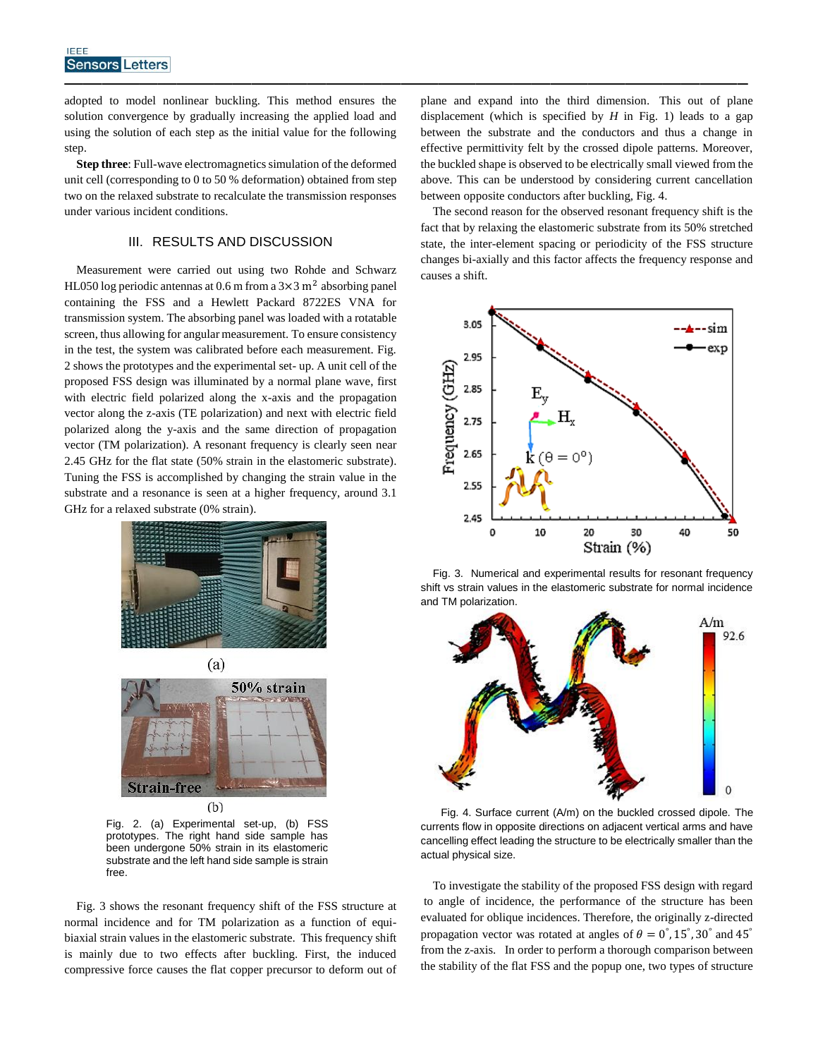adopted to model nonlinear buckling. This method ensures the solution convergence by gradually increasing the applied load and using the solution of each step as the initial value for the following step.

**Step three**: Full-wave electromagnetics simulation of the deformed unit cell (corresponding to 0 to 50 % deformation) obtained from step two on the relaxed substrate to recalculate the transmission responses under various incident conditions.

## III. RESULTS AND DISCUSSION

Measurement were carried out using two Rohde and Schwarz HL050 log periodic antennas at 0.6 m from a $3\times3\ \mathrm{m}^2$ absorbing panel containing the FSS and a Hewlett Packard 8722ES VNA for transmission system. The absorbing panel was loaded with a rotatable screen, thus allowing for angular measurement. To ensure consistency in the test, the system was calibrated before each measurement. Fig. 2 shows the prototypes and the experimental set- up. A unit cell of the proposed FSS design was illuminated by a normal plane wave, first with electric field polarized along the x-axis and the propagation vector along the z-axis (TE polarization) and next with electric field polarized along the y-axis and the same direction of propagation vector (TM polarization). A resonant frequency is clearly seen near 2.45 GHz for the flat state (50% strain in the elastomeric substrate). Tuning the FSS is accomplished by changing the strain value in the substrate and a resonance is seen at a higher frequency, around 3.1 GHz for a relaxed substrate (0% strain).

Fig. 2. (a) Experimental set-up, (b) FSS prototypes. The right hand side sample has been undergone 50% strain in its elastomeric substrate and the left hand side sample is strain free.

Fig. 3 shows the resonant frequency shift of the FSS structure at normal incidence and for TM polarization as a function of equi-biaxial strain values in the elastomeric substrate. This frequency shift is mainly due to two effects after buckling. First, the induced compressive force causes the flat copper precursor to deform out of plane and expand into the third dimension. This out of plane displacement (which is specified by $H$ in Fig. 1) leads to a gap between the substrate and the conductors and thus a change in effective permittivity felt by the crossed dipole patterns. Moreover, the buckled shape is observed to be electrically small viewed from the above. This can be understood by considering current cancellation between opposite conductors after buckling, Fig. 4.

The second reason for the observed resonant frequency shift is the fact that by relaxing the elastomeric substrate from its 50% stretched state, the inter-element spacing or periodicity of the FSS structure changes bi-axially and this factor affects the frequency response and causes a shift.

Fig. 3. Numerical and experimental results for resonant frequency shift vs strain values in the elastomeric substrate for normal incidence and TM polarization.

Fig. 4. Surface current (A/m) on the buckled crossed dipole. The currents flow in opposite directions on adjacent vertical arms and have cancelling effect leading the structure to be electrically smaller than the actual physical size.

To investigate the stability of the proposed FSS design with regard to angle of incidence, the performance of the structure has been evaluated for oblique incidences. Therefore, the originally z-directed propagation vector was rotated at angles of $\theta = 0^{\circ}, 15^{\circ}, 30^{\circ}$ and $45^{\circ}$ from the z-axis. In order to perform a thorough comparison between the stability of the flat FSS and the popup one, two types of structure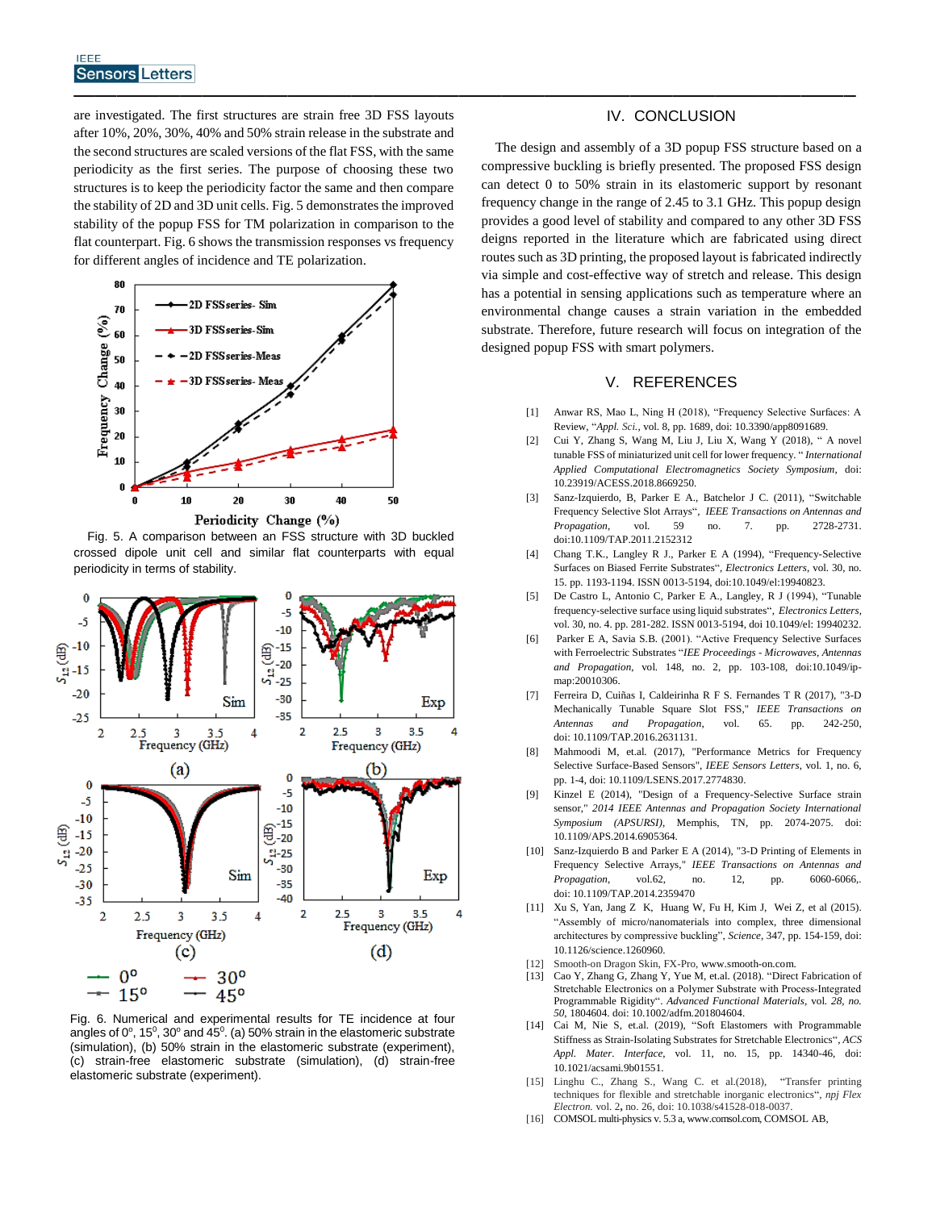are investigated. The first structures are strain free 3D FSS layouts after 10%, 20%, 30%, 40% and 50% strain release in the substrate and the second structures are scaled versions of the flat FSS, with the same periodicity as the first series. The purpose of choosing these two structures is to keep the periodicity factor the same and then compare the stability of 2D and 3D unit cells. Fig. 5 demonstrates the improved stability of the popup FSS for TM polarization in comparison to the flat counterpart. Fig. 6 shows the transmission responses vs frequency for different angles of incidence and TE polarization.

Frequency Change (%)
Periodicity Change (%)
2D FSS series- Sim
3D FSS series-Sim
2D FSS series-Meas
3D FSS series- Meas
0 10 20 30 40 50
0 10 20 30 40 50 60 70 80

Fig. 5. A comparison between an FSS structure with 3D buckled crossed dipole unit cell and similar flat counterparts with equal periodicity in terms of stability.

$S_{12}$ (dB)
Frequency (GHz)
Sim
Exp
(a) (b) (c) (d)
0° 30°
15° 45°

Fig. 6. Numerical and experimental results for TE incidence at four angles of 0°, 15°, 30° and 45°. (a) 50% strain in the elastomeric substrate (simulation), (b) 50% strain in the elastomeric substrate (experiment), (c) strain-free elastomeric substrate (simulation), (d) strain-free elastomeric substrate (experiment)

## IV. CONCLUSION

The design and assembly of a 3D popup FSS structure based on a compressive buckling is briefly presented. The proposed FSS design can detect 0 to 50% strain in its elastomeric support by resonant frequency change in the range of 2.45 to 3.1 GHz. This popup design provides a good level of stability and compared to any other 3D FSS deigns reported in the literature which are fabricated using direct routes such as 3D printing, the proposed layout is fabricated indirectly via simple and cost-effective way of stretch and release. This design has a potential in sensing applications such as temperature where an environmental change causes a strain variation in the embedded substrate. Therefore, future research will focus on integration of the designed popup FSS with smart polymers.

## V. REFERENCES

[1] Anwar RS, Mao L, Ning H (2018), "Frequency Selective Surfaces: A Review, "*Appl. Sci.*, vol. 8, pp. 1689, doi: 10.3390/app8091689.

[2] Cui Y, Zhang S, Wang M, Liu J, Liu X, Wang Y (2018), " A novel tunable FSS of miniaturized unit cell for lower frequency. " *International Applied Computational Electromagnetics Society Symposium*, doi: 10.23919/ACESS.2018.8669250.

[3] Sanz-Izquierdo, B, Parker E A., Batchelor J C. (2011), "Switchable Frequency Selective Slot Arrays", *IEEE Transactions on Antennas and Propagation*, vol. 59 no. 7. pp. 2728-2731. doi:10.1109/TAP.2011.2152312

[4] Chang T.K., Langley R J., Parker E A (1994), "Frequency-Selective Surfaces on Biased Ferrite Substrates", *Electronics Letters*, vol. 30, no. 15. pp. 1193-1194. ISSN 0013-5194, doi:10.1049/el:19940823.

[5] De Castro L, Antonio C, Parker E A., Langley, R J (1994), "Tunable frequency-selective surface using liquid substrates", *Electronics Letters*, vol. 30, no. 4. pp. 281-282. ISSN 0013-5194, doi 10.1049/el: 19940232.

[6] Parker E A, Savia S.B. (2001). "Active Frequency Selective Surfaces with Ferroelectric Substrates "*IEE Proceedings - Microwaves, Antennas and Propagation*, vol. 148, no. 2, pp. 103-108, doi:10.1049/ip-map:20010306.

[7] Ferreira D, Cuiñas I, Caldeirinha R F S. Fernandes T R (2017), "3-D Mechanically Tunable Square Slot FSS," *IEEE Transactions on Antennas and Propagation*, vol. 65. pp. 242-250, doi: 10.1109/TAP.2016.2631131.

[8] Mahmoodi M, et.al. (2017), "Performance Metrics for Frequency Selective Surface-Based Sensors", *IEEE Sensors Letters*, vol. 1, no. 6, pp. 1-4, doi: 10.1109/LSENS.2017.2774830.

[9] Kinzel E (2014), "Design of a Frequency-Selective Surface strain sensor," *2014 IEEE Antennas and Propagation Society International Symposium (APSURSI)*, Memphis, TN, pp. 2074-2075. doi: 10.1109/APS.2014.6905364.

[10] Sanz-Izquierdo B and Parker E A (2014), "3-D Printing of Elements in Frequency Selective Arrays," *IEEE Transactions on Antennas and Propagation*, vol.62, no. 12, pp. 6060-6066,. doi: 10.1109/TAP.2014.2359470

[11] Xu S, Yan, Jang Z K, Huang W, Fu H, Kim J, Wei Z, et al (2015). "Assembly of micro/nanomaterials into complex, three dimensional architectures by compressive buckling", *Science*, 347, pp. 154-159, doi: 10.1126/science.1260960.

[12] Smooth-on Dragon Skin, FX-Pro, www.smooth-on.com.

[13] Cao Y, Zhang G, Zhang Y, Yue M, et.al. (2018). "Direct Fabrication of Stretchable Electronics on a Polymer Substrate with Process-Integrated Programmable Rigidity". *Advanced Functional Materials*, vol. *28*, no. *50*, 1804604. doi: 10.1002/adfm.201804604.

[14] Cai M, Nie S, et.al. (2019), "Soft Elastomers with Programmable Stiffness as Strain-Isolating Substrates for Stretchable Electronics", *ACS Appl. Mater. Interface*, vol. 11, no. 15, pp. 14340-46, doi: 10.1021/acsami.9b01551.

[15] Linghu C., Zhang S., Wang C. et al.(2018), "Transfer printing techniques for flexible and stretchable inorganic electronics", *npj Flex Electron.* vol. 2, no. 26, doi: 10.1038/s41528-018-0037.

[16] COMSOL multi-physics v. 5.3 a, www.comsol.com, COMSOL AB,